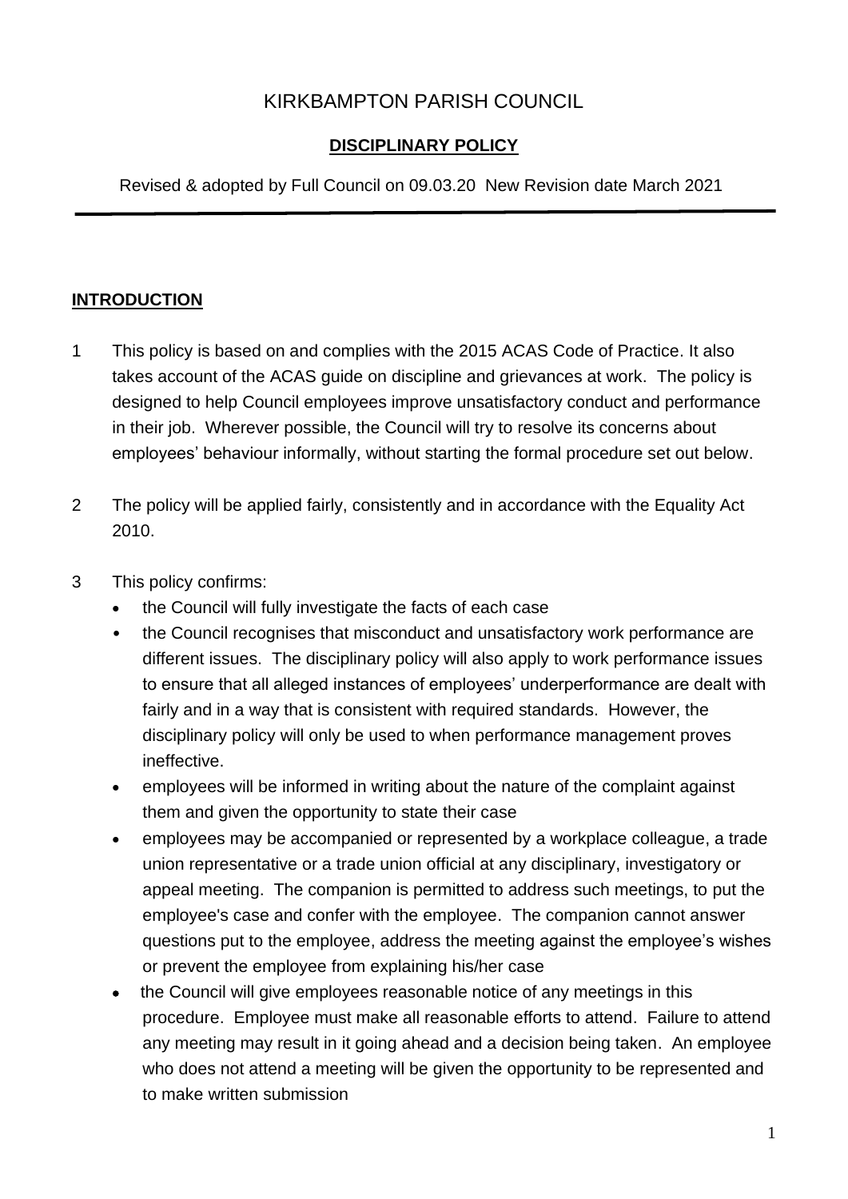# KIRKBAMPTON PARISH COUNCIL

## DISCIPLINARY POLICY

Revised & adopted by Full Council on 09.03.20 New Revision date March 2021

---

## INTRODUCTION

1 This policy is based on and complies with the 2015 ACAS Code of Practice. It also takes account of the ACAS guide on discipline and grievances at work. The policy is designed to help Council employees improve unsatisfactory conduct and performance in their job. Wherever possible, the Council will try to resolve its concerns about employees' behaviour informally, without starting the formal procedure set out below.

2 The policy will be applied fairly, consistently and in accordance with the Equality Act 2010.

3 This policy confirms:

- the Council will fully investigate the facts of each case
- the Council recognises that misconduct and unsatisfactory work performance are different issues. The disciplinary policy will also apply to work performance issues to ensure that all alleged instances of employees' underperformance are dealt with fairly and in a way that is consistent with required standards. However, the disciplinary policy will only be used to when performance management proves ineffective.
- employees will be informed in writing about the nature of the complaint against them and given the opportunity to state their case
- employees may be accompanied or represented by a workplace colleague, a trade union representative or a trade union official at any disciplinary, investigatory or appeal meeting. The companion is permitted to address such meetings, to put the employee's case and confer with the employee. The companion cannot answer questions put to the employee, address the meeting against the employee's wishes or prevent the employee from explaining his/her case
- the Council will give employees reasonable notice of any meetings in this procedure. Employee must make all reasonable efforts to attend. Failure to attend any meeting may result in it going ahead and a decision being taken. An employee who does not attend a meeting will be given the opportunity to be represented and to make written submission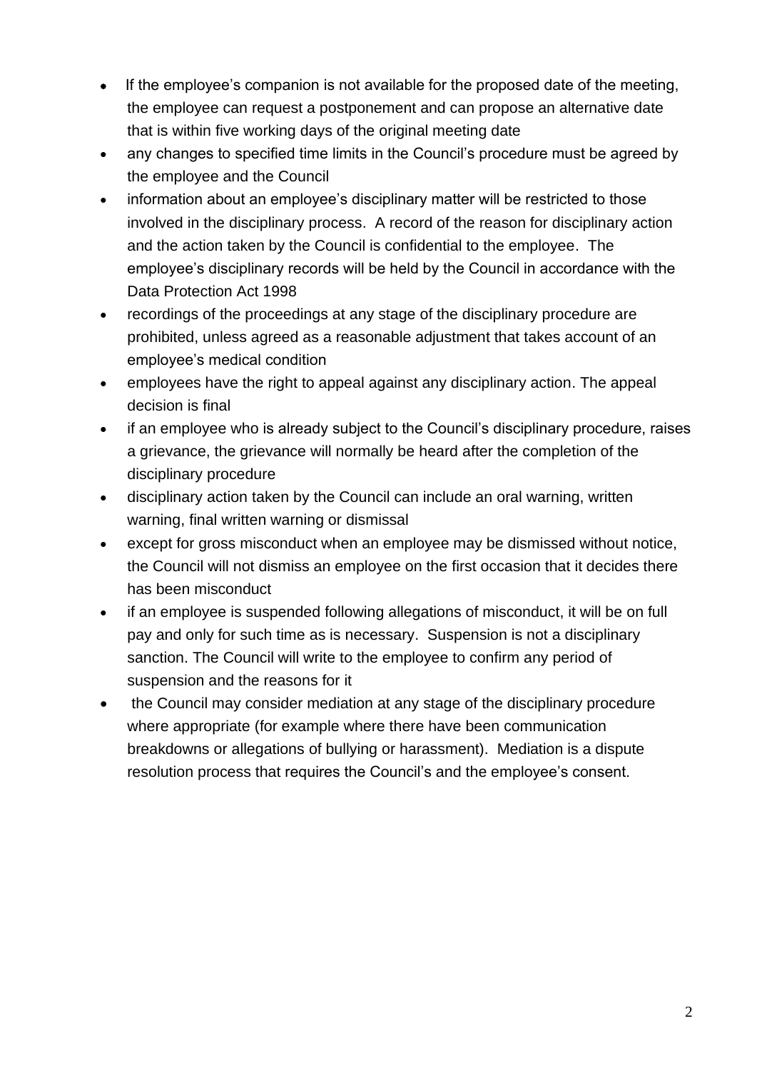- If the employee's companion is not available for the proposed date of the meeting, the employee can request a postponement and can propose an alternative date that is within five working days of the original meeting date
- any changes to specified time limits in the Council's procedure must be agreed by the employee and the Council
- information about an employee's disciplinary matter will be restricted to those involved in the disciplinary process. A record of the reason for disciplinary action and the action taken by the Council is confidential to the employee. The employee's disciplinary records will be held by the Council in accordance with the Data Protection Act 1998
- recordings of the proceedings at any stage of the disciplinary procedure are prohibited, unless agreed as a reasonable adjustment that takes account of an employee's medical condition
- employees have the right to appeal against any disciplinary action. The appeal decision is final
- if an employee who is already subject to the Council's disciplinary procedure, raises a grievance, the grievance will normally be heard after the completion of the disciplinary procedure
- disciplinary action taken by the Council can include an oral warning, written warning, final written warning or dismissal
- except for gross misconduct when an employee may be dismissed without notice, the Council will not dismiss an employee on the first occasion that it decides there has been misconduct
- if an employee is suspended following allegations of misconduct, it will be on full pay and only for such time as is necessary. Suspension is not a disciplinary sanction. The Council will write to the employee to confirm any period of suspension and the reasons for it
- the Council may consider mediation at any stage of the disciplinary procedure where appropriate (for example where there have been communication breakdowns or allegations of bullying or harassment). Mediation is a dispute resolution process that requires the Council's and the employee's consent.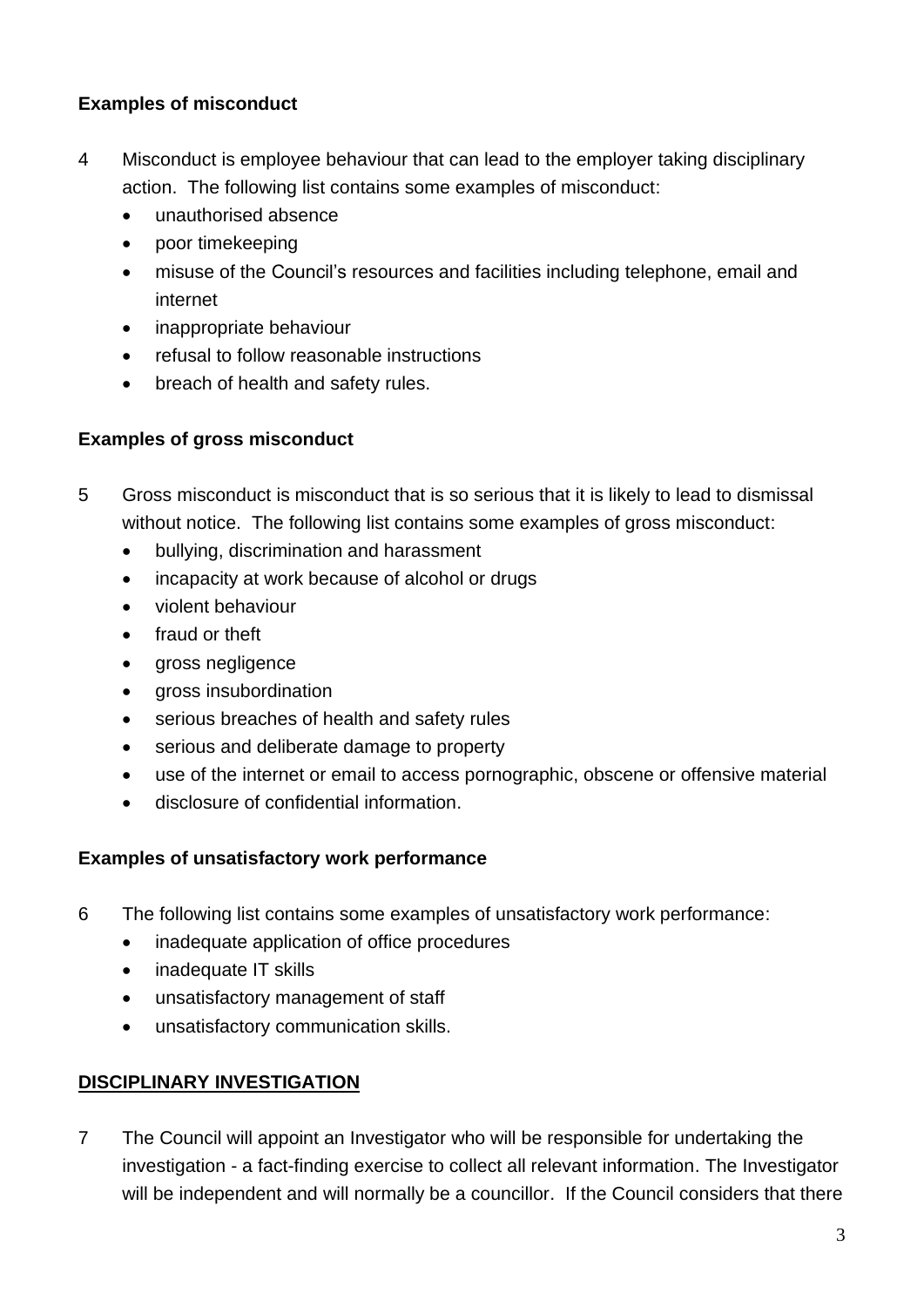**Examples of misconduct**

4 Misconduct is employee behaviour that can lead to the employer taking disciplinary action. The following list contains some examples of misconduct:

- unauthorised absence
- poor timekeeping
- misuse of the Council's resources and facilities including telephone, email and internet
- inappropriate behaviour
- refusal to follow reasonable instructions
- breach of health and safety rules.

**Examples of gross misconduct**

5 Gross misconduct is misconduct that is so serious that it is likely to lead to dismissal without notice. The following list contains some examples of gross misconduct:

- bullying, discrimination and harassment
- incapacity at work because of alcohol or drugs
- violent behaviour
- fraud or theft
- gross negligence
- gross insubordination
- serious breaches of health and safety rules
- serious and deliberate damage to property
- use of the internet or email to access pornographic, obscene or offensive material
- disclosure of confidential information.

**Examples of unsatisfactory work performance**

6 The following list contains some examples of unsatisfactory work performance:

- inadequate application of office procedures
- inadequate IT skills
- unsatisfactory management of staff
- unsatisfactory communication skills.

## DISCIPLINARY INVESTIGATION

7 The Council will appoint an Investigator who will be responsible for undertaking the investigation - a fact-finding exercise to collect all relevant information. The Investigator will be independent and will normally be a councillor. If the Council considers that there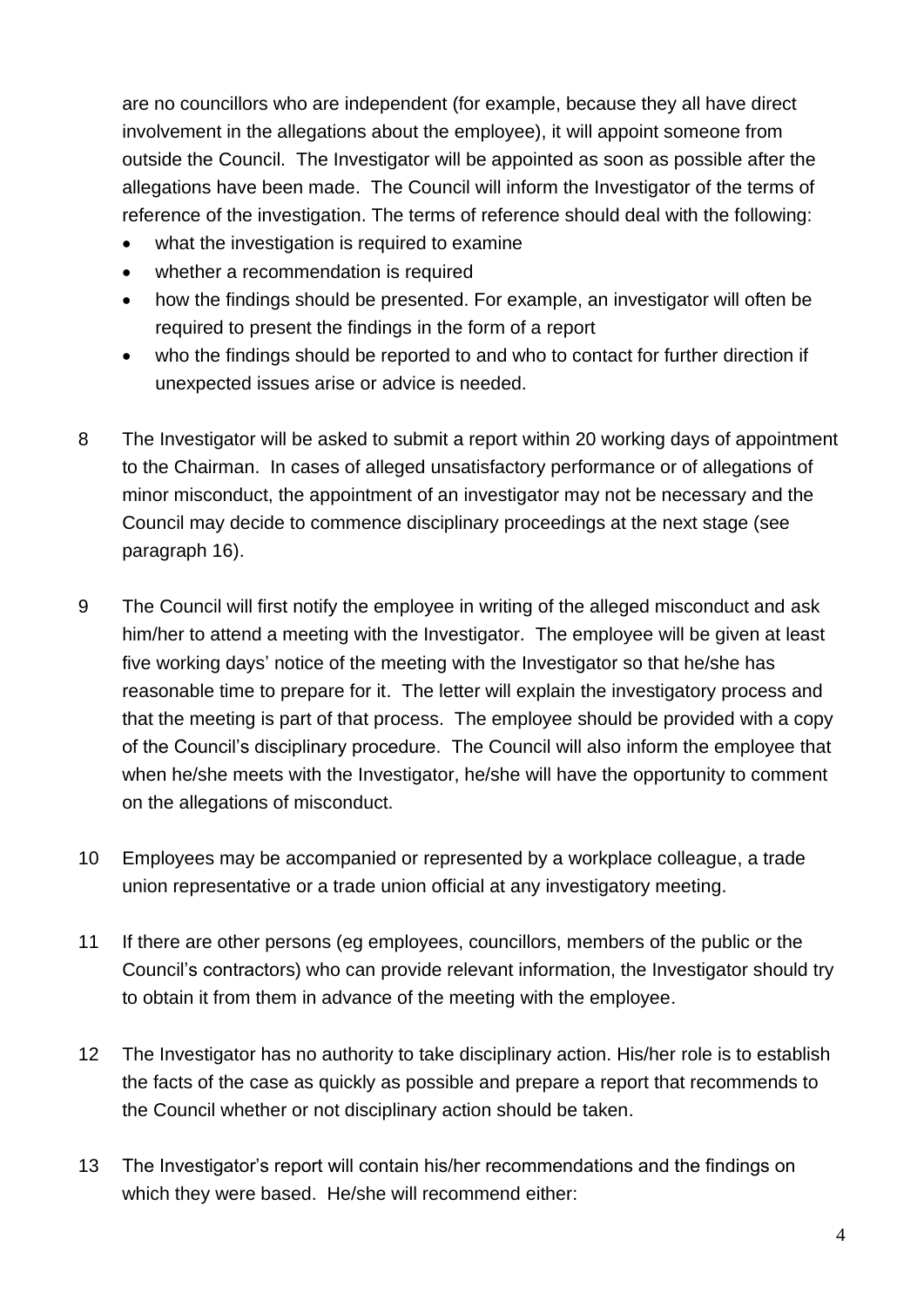are no councillors who are independent (for example, because they all have direct involvement in the allegations about the employee), it will appoint someone from outside the Council. The Investigator will be appointed as soon as possible after the allegations have been made. The Council will inform the Investigator of the terms of reference of the investigation. The terms of reference should deal with the following:

- what the investigation is required to examine
- whether a recommendation is required
- how the findings should be presented. For example, an investigator will often be required to present the findings in the form of a report
- who the findings should be reported to and who to contact for further direction if unexpected issues arise or advice is needed.

8 The Investigator will be asked to submit a report within 20 working days of appointment to the Chairman. In cases of alleged unsatisfactory performance or of allegations of minor misconduct, the appointment of an investigator may not be necessary and the Council may decide to commence disciplinary proceedings at the next stage (see paragraph 16).

9 The Council will first notify the employee in writing of the alleged misconduct and ask him/her to attend a meeting with the Investigator. The employee will be given at least five working days' notice of the meeting with the Investigator so that he/she has reasonable time to prepare for it. The letter will explain the investigatory process and that the meeting is part of that process. The employee should be provided with a copy of the Council's disciplinary procedure. The Council will also inform the employee that when he/she meets with the Investigator, he/she will have the opportunity to comment on the allegations of misconduct.

10 Employees may be accompanied or represented by a workplace colleague, a trade union representative or a trade union official at any investigatory meeting.

11 If there are other persons (eg employees, councillors, members of the public or the Council's contractors) who can provide relevant information, the Investigator should try to obtain it from them in advance of the meeting with the employee.

12 The Investigator has no authority to take disciplinary action. His/her role is to establish the facts of the case as quickly as possible and prepare a report that recommends to the Council whether or not disciplinary action should be taken.

13 The Investigator's report will contain his/her recommendations and the findings on which they were based. He/she will recommend either: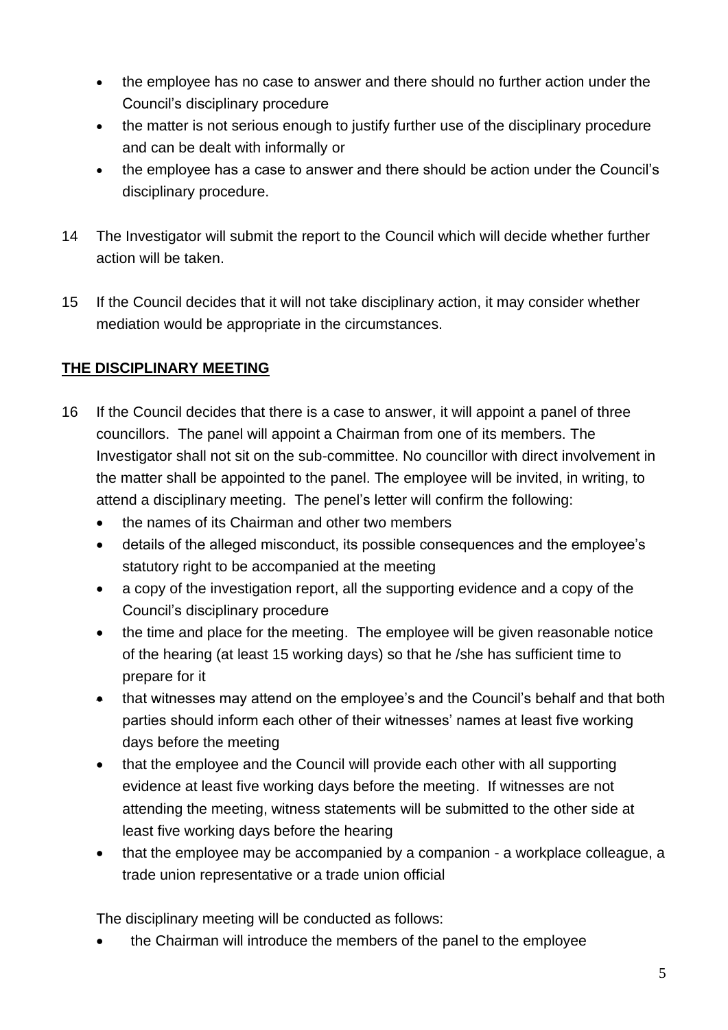- the employee has no case to answer and there should no further action under the Council's disciplinary procedure
- the matter is not serious enough to justify further use of the disciplinary procedure and can be dealt with informally or
- the employee has a case to answer and there should be action under the Council's disciplinary procedure.

14 The Investigator will submit the report to the Council which will decide whether further action will be taken.

15 If the Council decides that it will not take disciplinary action, it may consider whether mediation would be appropriate in the circumstances.

## THE DISCIPLINARY MEETING

16 If the Council decides that there is a case to answer, it will appoint a panel of three councillors. The panel will appoint a Chairman from one of its members. The Investigator shall not sit on the sub-committee. No councillor with direct involvement in the matter shall be appointed to the panel. The employee will be invited, in writing, to attend a disciplinary meeting. The penel's letter will confirm the following:

- the names of its Chairman and other two members
- details of the alleged misconduct, its possible consequences and the employee's statutory right to be accompanied at the meeting
- a copy of the investigation report, all the supporting evidence and a copy of the Council's disciplinary procedure
- the time and place for the meeting. The employee will be given reasonable notice of the hearing (at least 15 working days) so that he /she has sufficient time to prepare for it
- that witnesses may attend on the employee's and the Council's behalf and that both parties should inform each other of their witnesses' names at least five working days before the meeting
- that the employee and the Council will provide each other with all supporting evidence at least five working days before the meeting. If witnesses are not attending the meeting, witness statements will be submitted to the other side at least five working days before the hearing
- that the employee may be accompanied by a companion - a workplace colleague, a trade union representative or a trade union official

The disciplinary meeting will be conducted as follows:

- the Chairman will introduce the members of the panel to the employee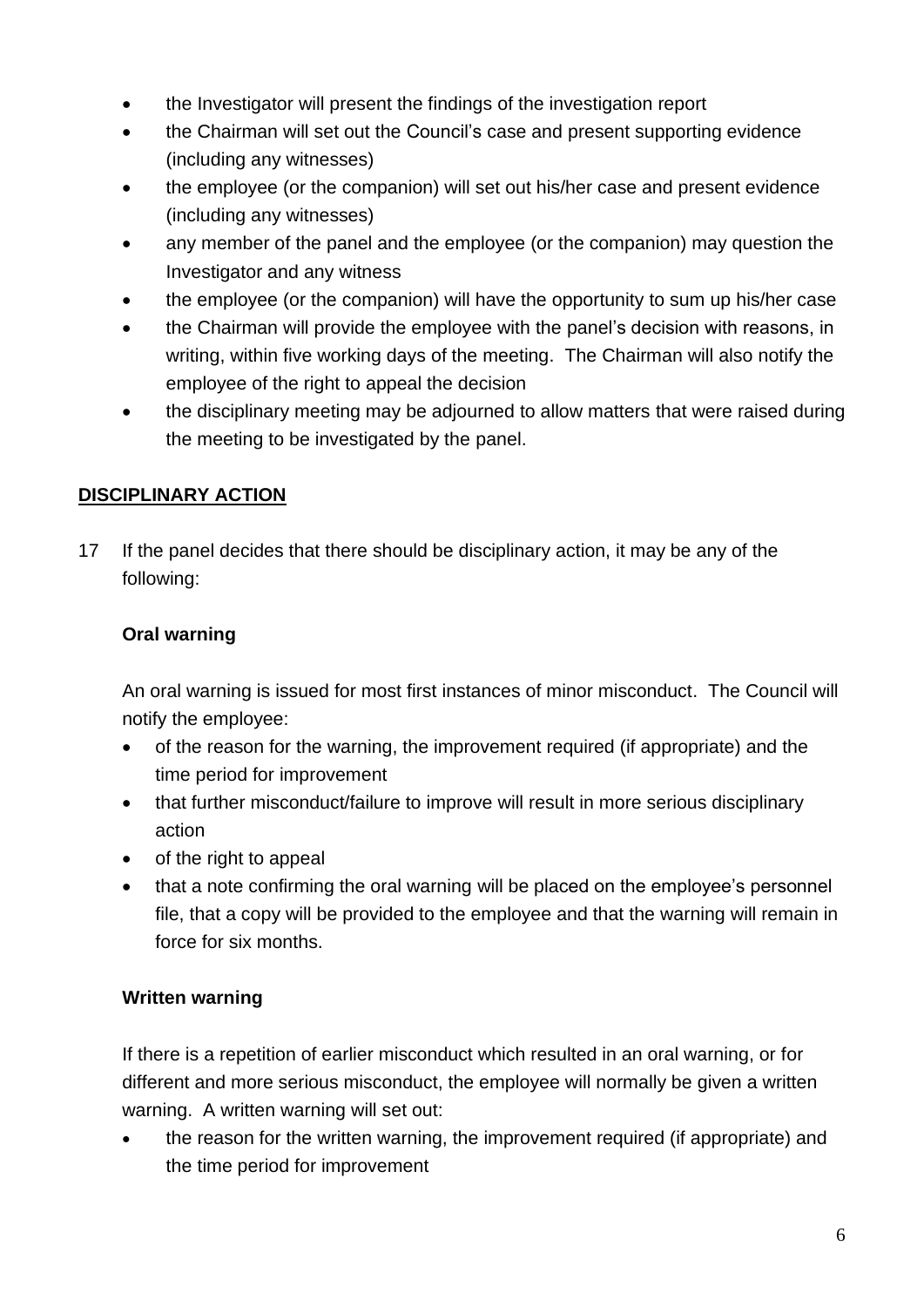- the Investigator will present the findings of the investigation report
- the Chairman will set out the Council's case and present supporting evidence (including any witnesses)
- the employee (or the companion) will set out his/her case and present evidence (including any witnesses)
- any member of the panel and the employee (or the companion) may question the Investigator and any witness
- the employee (or the companion) will have the opportunity to sum up his/her case
- the Chairman will provide the employee with the panel's decision with reasons, in writing, within five working days of the meeting. The Chairman will also notify the employee of the right to appeal the decision
- the disciplinary meeting may be adjourned to allow matters that were raised during the meeting to be investigated by the panel.

## DISCIPLINARY ACTION

17 If the panel decides that there should be disciplinary action, it may be any of the following:

**Oral warning**

An oral warning is issued for most first instances of minor misconduct. The Council will notify the employee:

- of the reason for the warning, the improvement required (if appropriate) and the time period for improvement
- that further misconduct/failure to improve will result in more serious disciplinary action
- of the right to appeal
- that a note confirming the oral warning will be placed on the employee's personnel file, that a copy will be provided to the employee and that the warning will remain in force for six months.

**Written warning**

If there is a repetition of earlier misconduct which resulted in an oral warning, or for different and more serious misconduct, the employee will normally be given a written warning. A written warning will set out:

- the reason for the written warning, the improvement required (if appropriate) and the time period for improvement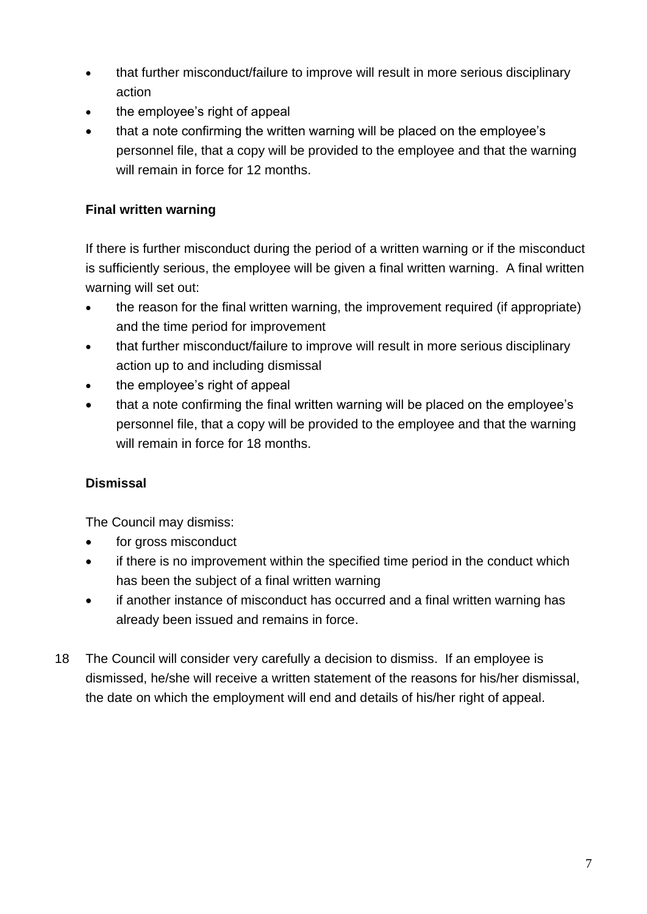- that further misconduct/failure to improve will result in more serious disciplinary action
- the employee's right of appeal
- that a note confirming the written warning will be placed on the employee's personnel file, that a copy will be provided to the employee and that the warning will remain in force for 12 months.

**Final written warning**

If there is further misconduct during the period of a written warning or if the misconduct is sufficiently serious, the employee will be given a final written warning. A final written warning will set out:

- the reason for the final written warning, the improvement required (if appropriate) and the time period for improvement
- that further misconduct/failure to improve will result in more serious disciplinary action up to and including dismissal
- the employee's right of appeal
- that a note confirming the final written warning will be placed on the employee's personnel file, that a copy will be provided to the employee and that the warning will remain in force for 18 months.

**Dismissal**

The Council may dismiss:

- for gross misconduct
- if there is no improvement within the specified time period in the conduct which has been the subject of a final written warning
- if another instance of misconduct has occurred and a final written warning has already been issued and remains in force.

18 The Council will consider very carefully a decision to dismiss. If an employee is dismissed, he/she will receive a written statement of the reasons for his/her dismissal, the date on which the employment will end and details of his/her right of appeal.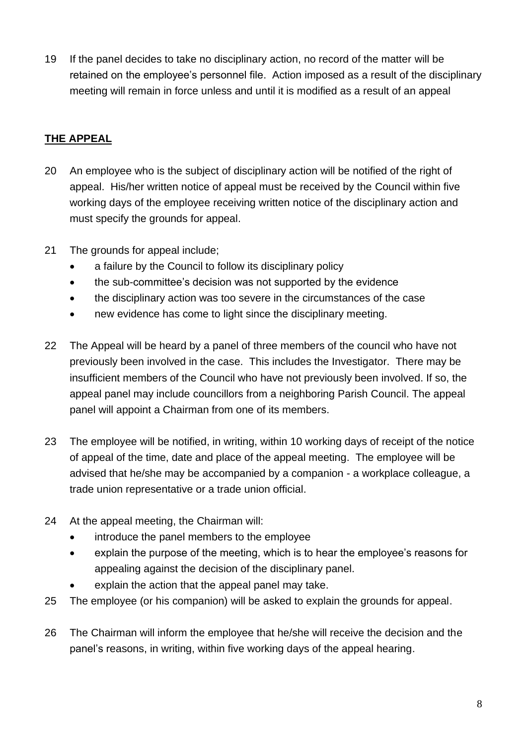19 If the panel decides to take no disciplinary action, no record of the matter will be retained on the employee's personnel file. Action imposed as a result of the disciplinary meeting will remain in force unless and until it is modified as a result of an appeal

## **THE APPEAL**

20 An employee who is the subject of disciplinary action will be notified of the right of appeal. His/her written notice of appeal must be received by the Council within five working days of the employee receiving written notice of the disciplinary action and must specify the grounds for appeal.

21 The grounds for appeal include;

- a failure by the Council to follow its disciplinary policy
- the sub-committee's decision was not supported by the evidence
- the disciplinary action was too severe in the circumstances of the case
- new evidence has come to light since the disciplinary meeting.

22 The Appeal will be heard by a panel of three members of the council who have not previously been involved in the case. This includes the Investigator. There may be insufficient members of the Council who have not previously been involved. If so, the appeal panel may include councillors from a neighboring Parish Council. The appeal panel will appoint a Chairman from one of its members.

23 The employee will be notified, in writing, within 10 working days of receipt of the notice of appeal of the time, date and place of the appeal meeting. The employee will be advised that he/she may be accompanied by a companion - a workplace colleague, a trade union representative or a trade union official.

24 At the appeal meeting, the Chairman will:

- introduce the panel members to the employee
- explain the purpose of the meeting, which is to hear the employee's reasons for appealing against the decision of the disciplinary panel.
- explain the action that the appeal panel may take.

25 The employee (or his companion) will be asked to explain the grounds for appeal.

26 The Chairman will inform the employee that he/she will receive the decision and the panel's reasons, in writing, within five working days of the appeal hearing.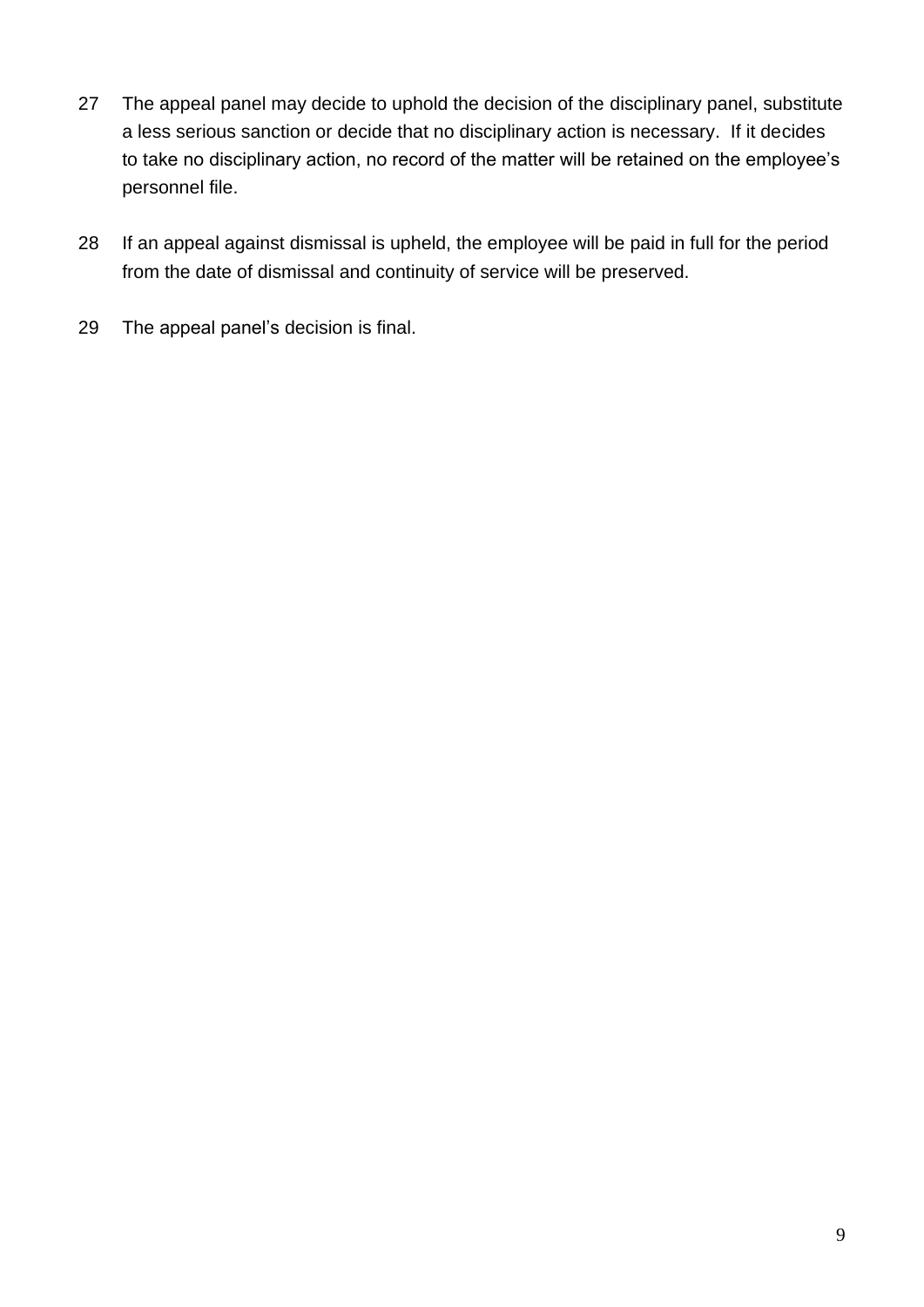27 The appeal panel may decide to uphold the decision of the disciplinary panel, substitute a less serious sanction or decide that no disciplinary action is necessary. If it decides to take no disciplinary action, no record of the matter will be retained on the employee's personnel file.

28 If an appeal against dismissal is upheld, the employee will be paid in full for the period from the date of dismissal and continuity of service will be preserved.

29 The appeal panel's decision is final.